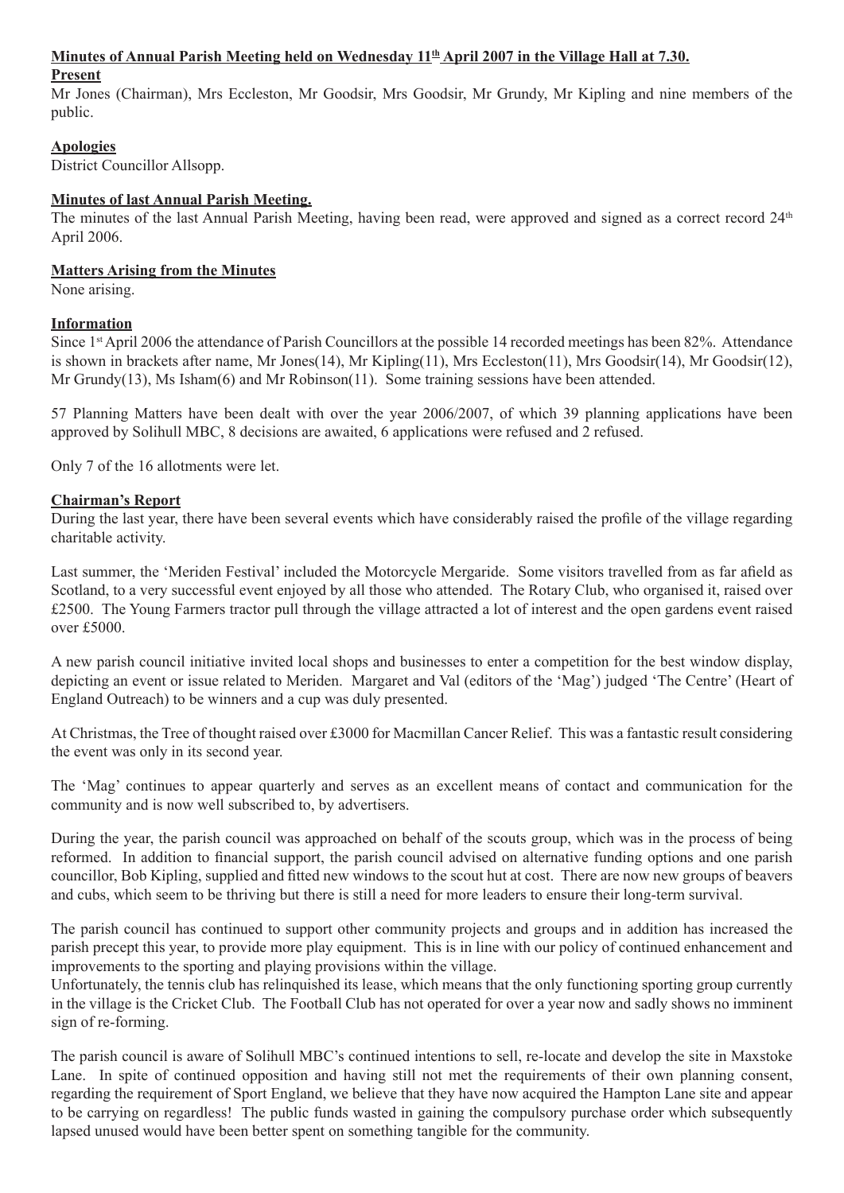**Minutes of Annual Parish Meeting held on Wednesday 11th April 2007 in the Village Hall at 7.30.**

**Present**

Mr Jones (Chairman), Mrs Eccleston, Mr Goodsir, Mrs Goodsir, Mr Grundy, Mr Kipling and nine members of the public.

**Apologies**

District Councillor Allsopp.

**Minutes of last Annual Parish Meeting.**

The minutes of the last Annual Parish Meeting, having been read, were approved and signed as a correct record 24th April 2006.

**Matters Arising from the Minutes**

None arising.

**Information**

Since 1st April 2006 the attendance of Parish Councillors at the possible 14 recorded meetings has been 82%. Attendance is shown in brackets after name, Mr Jones(14), Mr Kipling(11), Mrs Eccleston(11), Mrs Goodsir(14), Mr Goodsir(12), Mr Grundy(13), Ms Isham(6) and Mr Robinson(11). Some training sessions have been attended.

57 Planning Matters have been dealt with over the year 2006/2007, of which 39 planning applications have been approved by Solihull MBC, 8 decisions are awaited, 6 applications were refused and 2 refused.

Only 7 of the 16 allotments were let.

**Chairman's Report**

During the last year, there have been several events which have considerably raised the profile of the village regarding charitable activity.

Last summer, the 'Meriden Festival' included the Motorcycle Mergaride. Some visitors travelled from as far afield as Scotland, to a very successful event enjoyed by all those who attended. The Rotary Club, who organised it, raised over £2500. The Young Farmers tractor pull through the village attracted a lot of interest and the open gardens event raised over £5000.

A new parish council initiative invited local shops and businesses to enter a competition for the best window display, depicting an event or issue related to Meriden. Margaret and Val (editors of the 'Mag') judged 'The Centre' (Heart of England Outreach) to be winners and a cup was duly presented.

At Christmas, the Tree of thought raised over £3000 for Macmillan Cancer Relief. This was a fantastic result considering the event was only in its second year.

The 'Mag' continues to appear quarterly and serves as an excellent means of contact and communication for the community and is now well subscribed to, by advertisers.

During the year, the parish council was approached on behalf of the scouts group, which was in the process of being reformed. In addition to financial support, the parish council advised on alternative funding options and one parish councillor, Bob Kipling, supplied and fitted new windows to the scout hut at cost. There are now new groups of beavers and cubs, which seem to be thriving but there is still a need for more leaders to ensure their long-term survival.

The parish council has continued to support other community projects and groups and in addition has increased the parish precept this year, to provide more play equipment. This is in line with our policy of continued enhancement and improvements to the sporting and playing provisions within the village.

Unfortunately, the tennis club has relinquished its lease, which means that the only functioning sporting group currently in the village is the Cricket Club. The Football Club has not operated for over a year now and sadly shows no imminent sign of re-forming.

The parish council is aware of Solihull MBC's continued intentions to sell, re-locate and develop the site in Maxstoke Lane. In spite of continued opposition and having still not met the requirements of their own planning consent, regarding the requirement of Sport England, we believe that they have now acquired the Hampton Lane site and appear to be carrying on regardless! The public funds wasted in gaining the compulsory purchase order which subsequently lapsed unused would have been better spent on something tangible for the community.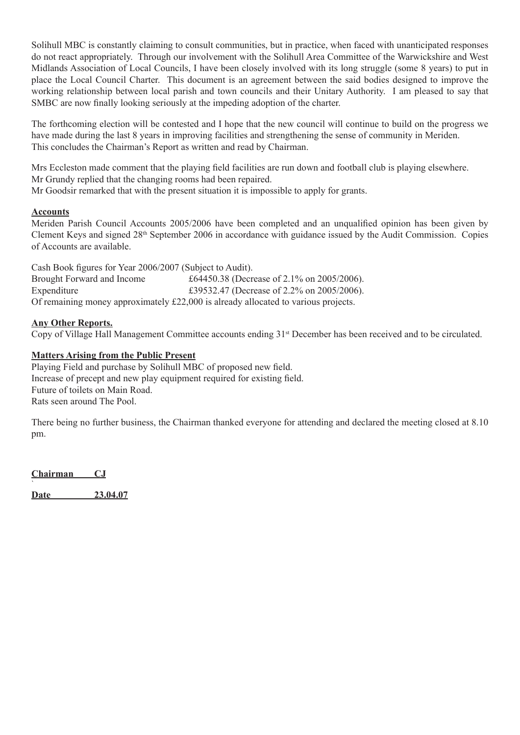Solihull MBC is constantly claiming to consult communities, but in practice, when faced with unanticipated responses do not react appropriately. Through our involvement with the Solihull Area Committee of the Warwickshire and West Midlands Association of Local Councils, I have been closely involved with its long struggle (some 8 years) to put in place the Local Council Charter. This document is an agreement between the said bodies designed to improve the working relationship between local parish and town councils and their Unitary Authority. I am pleased to say that SMBC are now finally looking seriously at the impeding adoption of the charter.

The forthcoming election will be contested and I hope that the new council will continue to build on the progress we have made during the last 8 years in improving facilities and strengthening the sense of community in Meriden.
This concludes the Chairman's Report as written and read by Chairman.

Mrs Eccleston made comment that the playing field facilities are run down and football club is playing elsewhere.
Mr Grundy replied that the changing rooms had been repaired.
Mr Goodsir remarked that with the present situation it is impossible to apply for grants.

**Accounts**

Meriden Parish Council Accounts 2005/2006 have been completed and an unqualified opinion has been given by Clement Keys and signed 28th September 2006 in accordance with guidance issued by the Audit Commission. Copies of Accounts are available.

Cash Book figures for Year 2006/2007 (Subject to Audit).

| | |
|---|---|
| Brought Forward and Income | £64450.38 (Decrease of 2.1% on 2005/2006). |
| Expenditure | £39532.47 (Decrease of 2.2% on 2005/2006). |

Of remaining money approximately £22,000 is already allocated to various projects.

**Any Other Reports.**

Copy of Village Hall Management Committee accounts ending 31st December has been received and to be circulated.

**Matters Arising from the Public Present**

Playing Field and purchase by Solihull MBC of proposed new field.
Increase of precept and new play equipment required for existing field.
Future of toilets on Main Road.
Rats seen around The Pool.

There being no further business, the Chairman thanked everyone for attending and declared the meeting closed at 8.10 pm.

**Chairman CJ**

**Date 23.04.07**